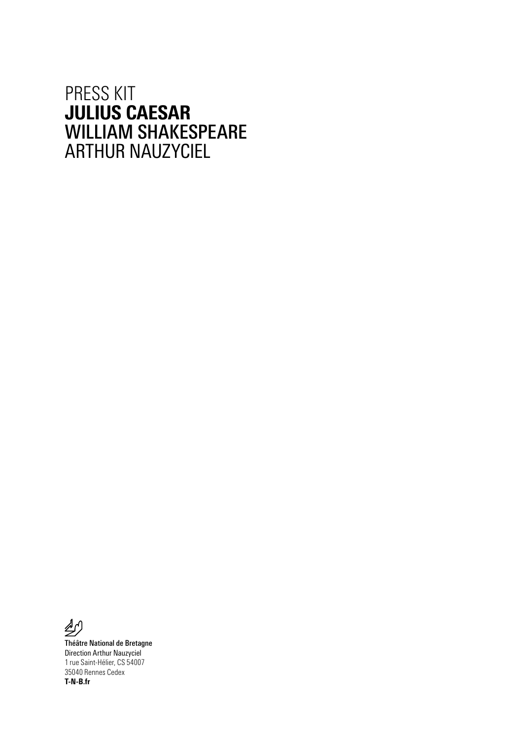PRESS KIT
# JULIUS CAESAR
WILLIAM SHAKESPEARE
ARTHUR NAUZYCIEL

**Théâtre National de Bretagne**
Direction Arthur Nauzyciel
1 rue Saint-Hélier, CS 54007
35040 Rennes Cedex
**T-N-B.fr**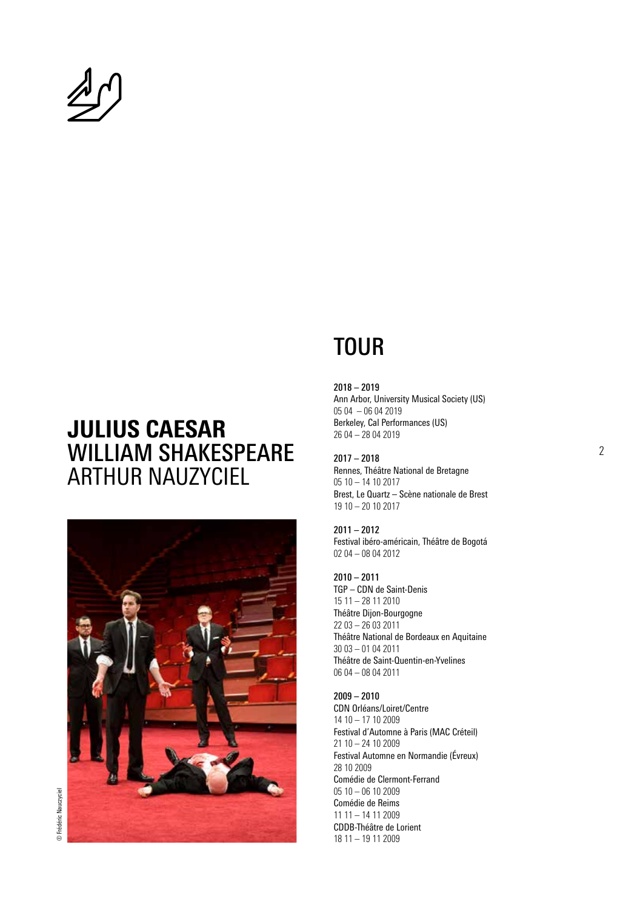# JULIUS CAESAR
## WILLIAM SHAKESPEARE
## ARTHUR NAUZYCIEL

© Frédéric Nauzyciel

## TOUR

**2018 – 2019**
Ann Arbor, University Musical Society (US)
05 04 – 06 04 2019
Berkeley, Cal Performances (US)
26 04 – 28 04 2019

**2017 – 2018**
Rennes, Théâtre National de Bretagne
05 10 – 14 10 2017
Brest, Le Quartz – Scène nationale de Brest
19 10 – 20 10 2017

**2011 – 2012**
Festival ibéro-américain, Théâtre de Bogotá
02 04 – 08 04 2012

**2010 – 2011**
TGP – CDN de Saint-Denis
15 11 – 28 11 2010
Théâtre Dijon-Bourgogne
22 03 – 26 03 2011
Théâtre National de Bordeaux en Aquitaine
30 03 – 01 04 2011
Théâtre de Saint-Quentin-en-Yvelines
06 04 – 08 04 2011

**2009 – 2010**
CDN Orléans/Loiret/Centre
14 10 – 17 10 2009
Festival d'Automne à Paris (MAC Créteil)
21 10 – 24 10 2009
Festival Automne en Normandie (Évreux)
28 10 2009
Comédie de Clermont-Ferrand
05 10 – 06 10 2009
Comédie de Reims
11 11 – 14 11 2009
CDDB-Théâtre de Lorient
18 11 – 19 11 2009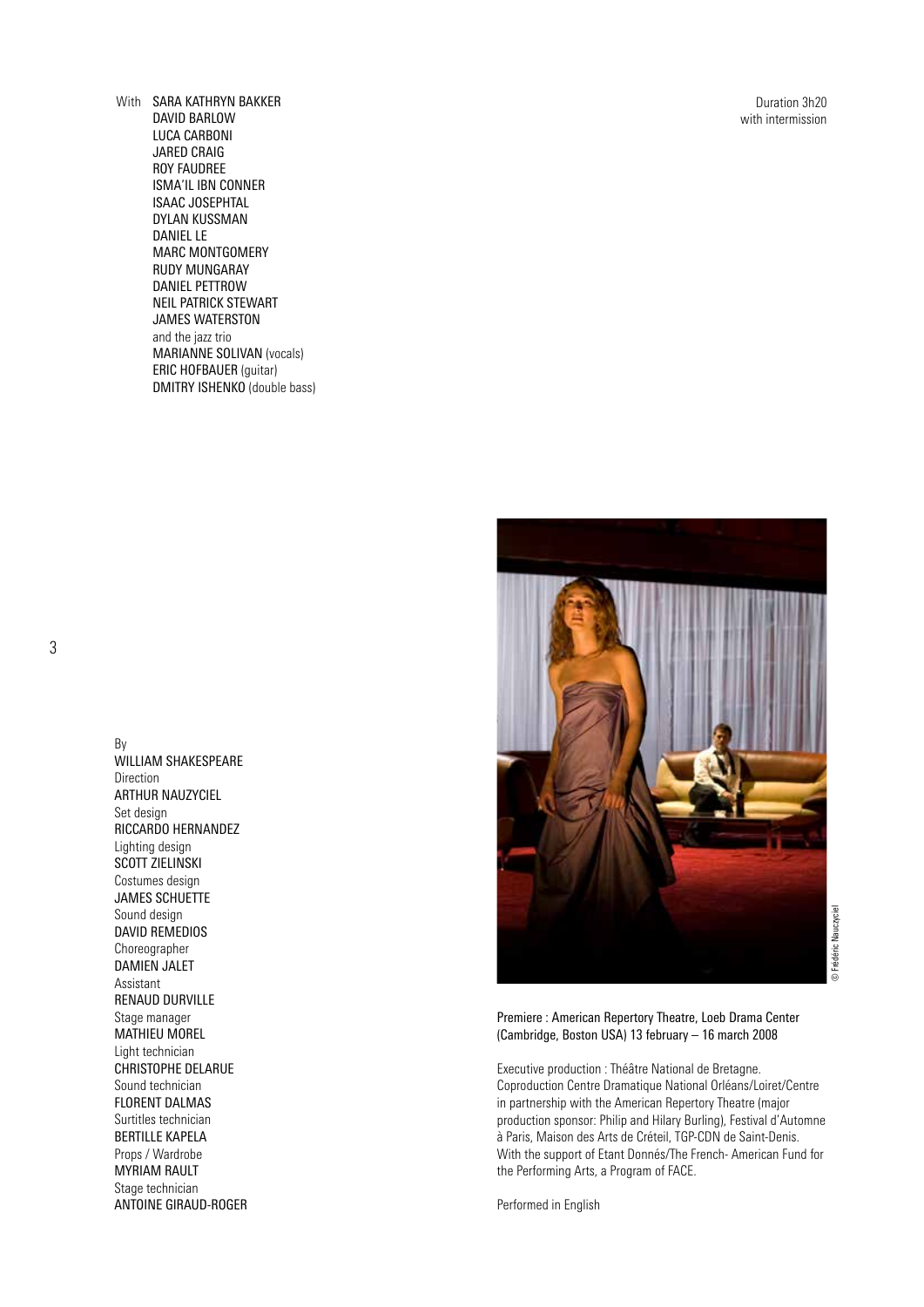With SARA KATHRYN BAKKER
DAVID BARLOW
LUCA CARBONI
JARED CRAIG
ROY FAUDREE
ISMA'IL IBN CONNER
ISAAC JOSEPHTAL
DYLAN KUSSMAN
DANIEL LE
MARC MONTGOMERY
RUDY MUNGARAY
DANIEL PETTROW
NEIL PATRICK STEWART
JAMES WATERSTON
and the jazz trio
MARIANNE SOLIVAN (vocals)
ERIC HOFBAUER (guitar)
DMITRY ISHENKO (double bass)

Duration 3h20
with intermission

By
WILLIAM SHAKESPEARE
Direction
ARTHUR NAUZYCIEL
Set design
RICCARDO HERNANDEZ
Lighting design
SCOTT ZIELINSKI
Costumes design
JAMES SCHUETTE
Sound design
DAVID REMEDIOS
Choreographer
DAMIEN JALET
Assistant
RENAUD DURVILLE
Stage manager
MATHIEU MOREL
Light technician
CHRISTOPHE DELARUE
Sound technician
FLORENT DALMAS
Surtitles technician
BERTILLE KAPELA
Props / Wardrobe
MYRIAM RAULT
Stage technician
ANTOINE GIRAUD-ROGER

© Frédéric Nauczyciel

Premiere : American Repertory Theatre, Loeb Drama Center (Cambridge, Boston USA) 13 february – 16 march 2008

Executive production : Théâtre National de Bretagne.
Coproduction Centre Dramatique National Orléans/Loiret/Centre in partnership with the American Repertory Theatre (major production sponsor: Philip and Hilary Burling), Festival d'Automne à Paris, Maison des Arts de Créteil, TGP-CDN de Saint-Denis.
With the support of Etant Donnés/The French- American Fund for the Performing Arts, a Program of FACE.

Performed in English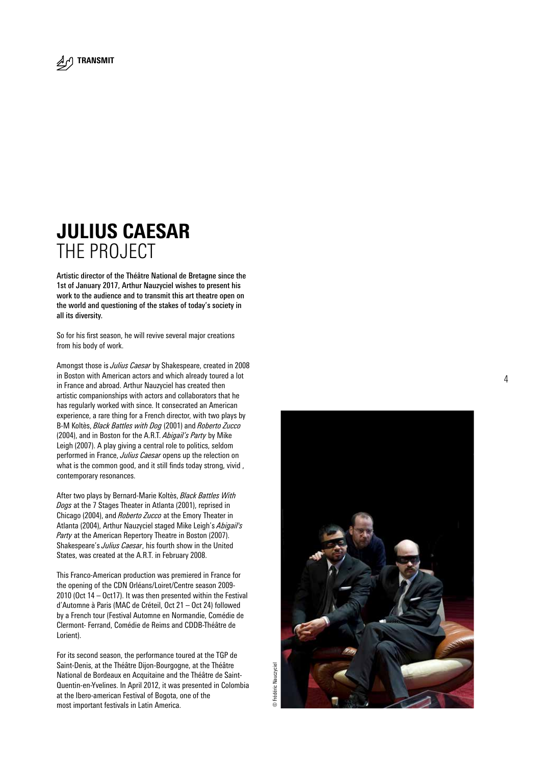# JULIUS CAESAR
## THE PROJECT

**Artistic director of the Théâtre National de Bretagne since the 1st of January 2017, Arthur Nauzyciel wishes to present his work to the audience and to transmit this art theatre open on the world and questioning of the stakes of today's society in all its diversity.**

So for his first season, he will revive several major creations from his body of work.

Amongst those is *Julius Caesar* by Shakespeare, created in 2008 in Boston with American actors and which already toured a lot in France and abroad. Arthur Nauzyciel has created then artistic companionships with actors and collaborators that he has regularly worked with since. It consecrated an American experience, a rare thing for a French director, with two plays by B-M Koltès, *Black Battles with Dog* (2001) and *Roberto Zucco* (2004), and in Boston for the A.R.T. *Abigail's Party* by Mike Leigh (2007). A play giving a central role to politics, seldom performed in France, *Julius Caesar* opens up the relection on what is the common good, and it still finds today strong, vivid , contemporary resonances.

After two plays by Bernard-Marie Koltès, *Black Battles With Dogs* at the 7 Stages Theater in Atlanta (2001), reprised in Chicago (2004), and *Roberto Zucco* at the Emory Theater in Atlanta (2004), Arthur Nauzyciel staged Mike Leigh's *Abigail's Party* at the American Repertory Theatre in Boston (2007). Shakespeare's *Julius Caesar*, his fourth show in the United States, was created at the A.R.T. in February 2008.

This Franco-American production was premiered in France for the opening of the CDN Orléans/Loiret/Centre season 2009-2010 (Oct 14 – Oct17). It was then presented within the Festival d'Automne à Paris (MAC de Créteil, Oct 21 – Oct 24) followed by a French tour (Festival Automne en Normandie, Comédie de Clermont- Ferrand, Comédie de Reims and CDDB-Théâtre de Lorient).

For its second season, the performance toured at the TGP de Saint-Denis, at the Théâtre Dijon-Bourgogne, at the Théâtre National de Bordeaux en Acquitaine and the Théâtre de Saint-Quentin-en-Yvelines. In April 2012, it was presented in Colombia at the Ibero-american Festival of Bogota, one of the most important festivals in Latin America.

© Frédéric Nauczyciel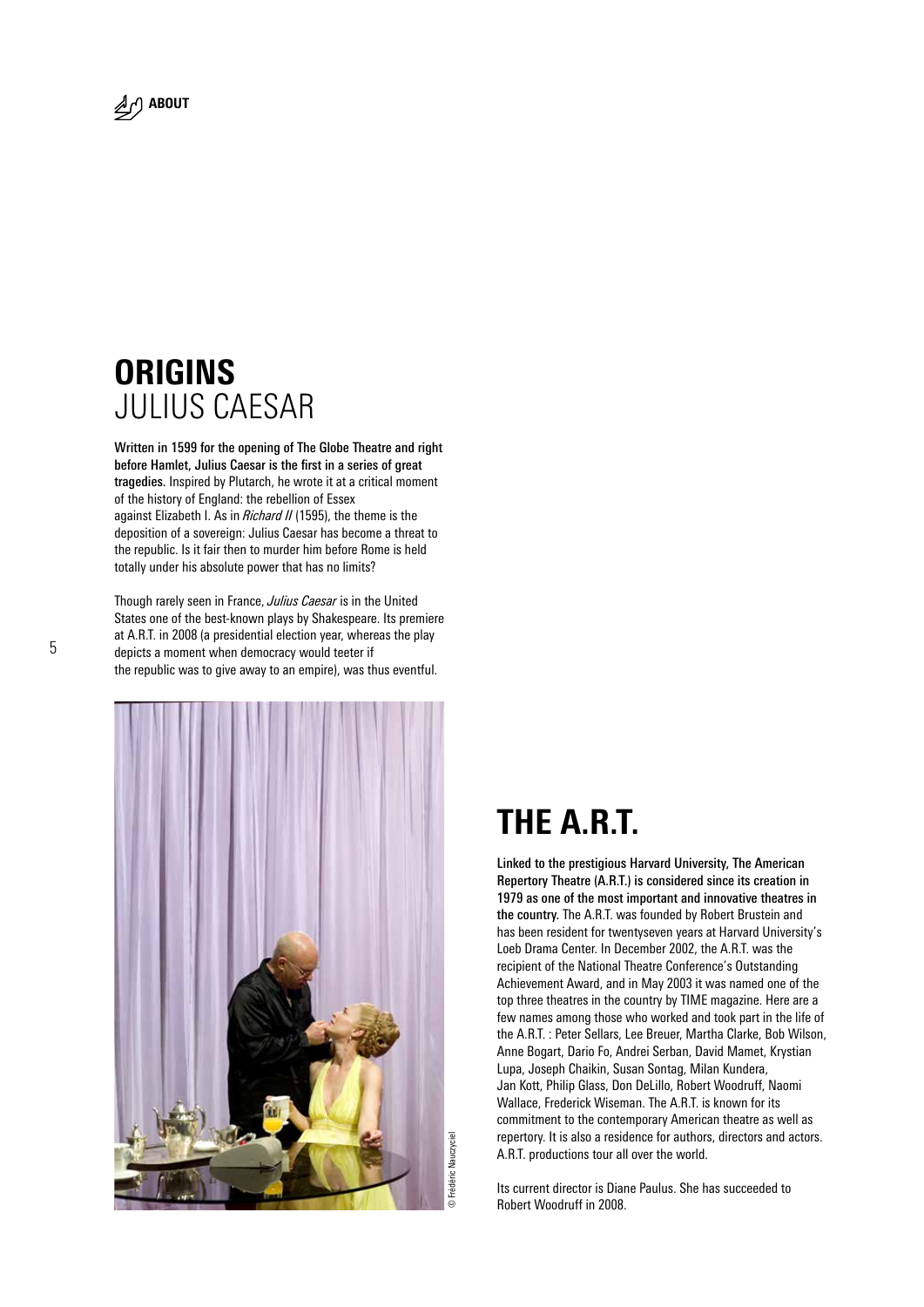ABOUT

# ORIGINS
## JULIUS CAESAR

**Written in 1599 for the opening of The Globe Theatre and right before Hamlet, Julius Caesar is the first in a series of great tragedies.** Inspired by Plutarch, he wrote it at a critical moment of the history of England: the rebellion of Essex against Elizabeth I. As in *Richard II* (1595), the theme is the deposition of a sovereign: Julius Caesar has become a threat to the republic. Is it fair then to murder him before Rome is held totally under his absolute power that has no limits?

Though rarely seen in France, *Julius Caesar* is in the United States one of the best-known plays by Shakespeare. Its premiere at A.R.T. in 2008 (a presidential election year, whereas the play depicts a moment when democracy would teeter if the republic was to give away to an empire), was thus eventful.

© Frédéric Nauczyciel

# THE A.R.T.

**Linked to the prestigious Harvard University, The American Repertory Theatre (A.R.T.) is considered since its creation in 1979 as one of the most important and innovative theatres in the country.** The A.R.T. was founded by Robert Brustein and has been resident for twentyseven years at Harvard University's Loeb Drama Center. In December 2002, the A.R.T. was the recipient of the National Theatre Conference's Outstanding Achievement Award, and in May 2003 it was named one of the top three theatres in the country by TIME magazine. Here are a few names among those who worked and took part in the life of the A.R.T. : Peter Sellars, Lee Breuer, Martha Clarke, Bob Wilson, Anne Bogart, Dario Fo, Andrei Serban, David Mamet, Krystian Lupa, Joseph Chaikin, Susan Sontag, Milan Kundera, Jan Kott, Philip Glass, Don DeLillo, Robert Woodruff, Naomi Wallace, Frederick Wiseman. The A.R.T. is known for its commitment to the contemporary American theatre as well as repertory. It is also a residence for authors, directors and actors. A.R.T. productions tour all over the world.

Its current director is Diane Paulus. She has succeeded to Robert Woodruff in 2008.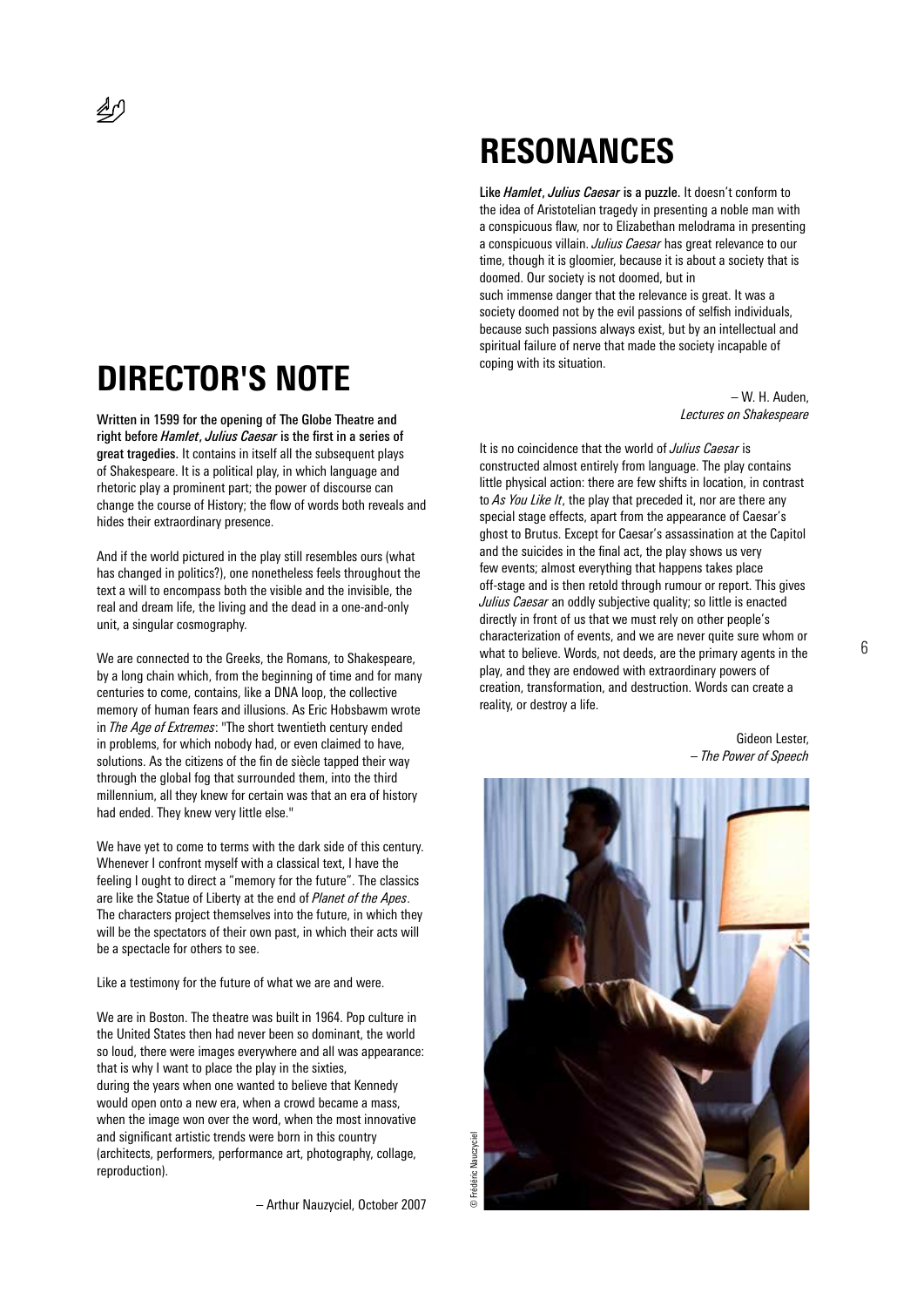## DIRECTOR'S NOTE

**Written in 1599 for the opening of The Globe Theatre and right before *Hamlet*, *Julius Caesar* is the first in a series of great tragedies.** It contains in itself all the subsequent plays of Shakespeare. It is a political play, in which language and rhetoric play a prominent part; the power of discourse can change the course of History; the flow of words both reveals and hides their extraordinary presence.

And if the world pictured in the play still resembles ours (what has changed in politics?), one nonetheless feels throughout the text a will to encompass both the visible and the invisible, the real and dream life, the living and the dead in a one-and-only unit, a singular cosmography.

We are connected to the Greeks, the Romans, to Shakespeare, by a long chain which, from the beginning of time and for many centuries to come, contains, like a DNA loop, the collective memory of human fears and illusions. As Eric Hobsbawm wrote in *The Age of Extremes*: "The short twentieth century ended in problems, for which nobody had, or even claimed to have, solutions. As the citizens of the fin de siècle tapped their way through the global fog that surrounded them, into the third millennium, all they knew for certain was that an era of history had ended. They knew very little else."

We have yet to come to terms with the dark side of this century. Whenever I confront myself with a classical text, I have the feeling I ought to direct a "memory for the future". The classics are like the Statue of Liberty at the end of *Planet of the Apes*. The characters project themselves into the future, in which they will be the spectators of their own past, in which their acts will be a spectacle for others to see.

Like a testimony for the future of what we are and were.

We are in Boston. The theatre was built in 1964. Pop culture in the United States then had never been so dominant, the world so loud, there were images everywhere and all was appearance: that is why I want to place the play in the sixties, during the years when one wanted to believe that Kennedy would open onto a new era, when a crowd became a mass, when the image won over the word, when the most innovative and significant artistic trends were born in this country (architects, performers, performance art, photography, collage, reproduction).

– Arthur Nauzyciel, October 2007

## RESONANCES

**Like *Hamlet*, *Julius Caesar* is a puzzle.** It doesn't conform to the idea of Aristotelian tragedy in presenting a noble man with a conspicuous flaw, nor to Elizabethan melodrama in presenting a conspicuous villain. *Julius Caesar* has great relevance to our time, though it is gloomier, because it is about a society that is doomed. Our society is not doomed, but in such immense danger that the relevance is great. It was a society doomed not by the evil passions of selfish individuals, because such passions always exist, but by an intellectual and spiritual failure of nerve that made the society incapable of coping with its situation.

– W. H. Auden,
*Lectures on Shakespeare*

It is no coincidence that the world of *Julius Caesar* is constructed almost entirely from language. The play contains little physical action: there are few shifts in location, in contrast to *As You Like It*, the play that preceded it, nor are there any special stage effects, apart from the appearance of Caesar's ghost to Brutus. Except for Caesar's assassination at the Capitol and the suicides in the final act, the play shows us very few events; almost everything that happens takes place off-stage and is then retold through rumour or report. This gives *Julius Caesar* an oddly subjective quality; so little is enacted directly in front of us that we must rely on other people's characterization of events, and we are never quite sure whom or what to believe. Words, not deeds, are the primary agents in the play, and they are endowed with extraordinary powers of creation, transformation, and destruction. Words can create a reality, or destroy a life.

Gideon Lester,
– *The Power of Speech*

© Frédéric Nauczyciel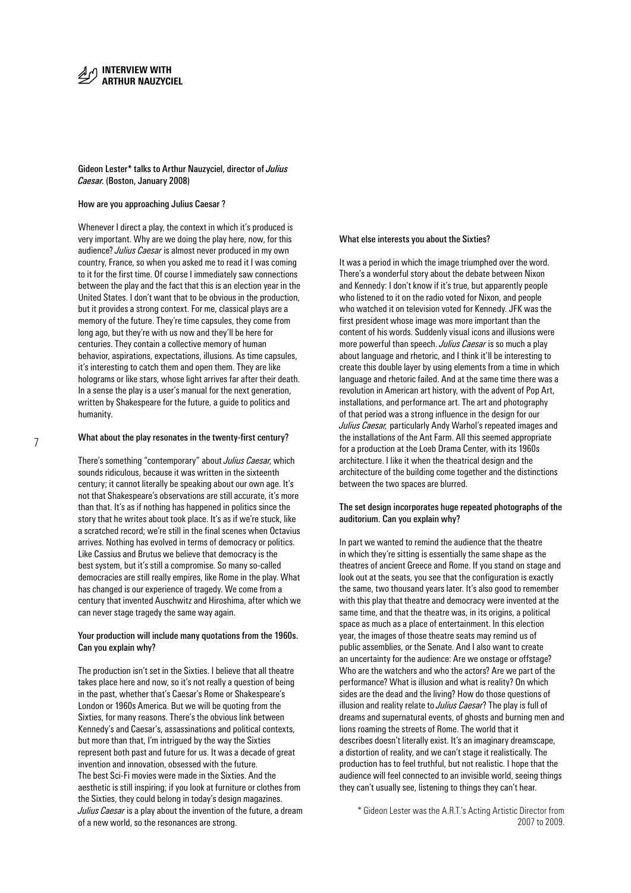## INTERVIEW WITH ARTHUR NAUZYCIEL

Gideon Lester* talks to Arthur Nauzyciel, director of *Julius Caesar*. (Boston, January 2008)

**How are you approaching Julius Caesar ?**

Whenever I direct a play, the context in which it's produced is very important. Why are we doing the play here, now, for this audience? *Julius Caesar* is almost never produced in my own country, France, so when you asked me to read it I was coming to it for the first time. Of course I immediately saw connections between the play and the fact that this is an election year in the United States. I don't want that to be obvious in the production, but it provides a strong context. For me, classical plays are a memory of the future. They're time capsules, they come from long ago, but they're with us now and they'll be here for centuries. They contain a collective memory of human behavior, aspirations, expectations, illusions. As time capsules, it's interesting to catch them and open them. They are like holograms or like stars, whose light arrives far after their death. In a sense the play is a user's manual for the next generation, written by Shakespeare for the future, a guide to politics and humanity.

**What about the play resonates in the twenty-first century?**

There's something "contemporary" about *Julius Caesar*, which sounds ridiculous, because it was written in the sixteenth century; it cannot literally be speaking about our own age. It's not that Shakespeare's observations are still accurate, it's more than that. It's as if nothing has happened in politics since the story that he writes about took place. It's as if we're stuck, like a scratched record; we're still in the final scenes when Octavius arrives. Nothing has evolved in terms of democracy or politics. Like Cassius and Brutus we believe that democracy is the best system, but it's still a compromise. So many so-called democracies are still really empires, like Rome in the play. What has changed is our experience of tragedy. We come from a century that invented Auschwitz and Hiroshima, after which we can never stage tragedy the same way again.

**Your production will include many quotations from the 1960s. Can you explain why?**

The production isn't set in the Sixties. I believe that all theatre takes place here and now, so it's not really a question of being in the past, whether that's Caesar's Rome or Shakespeare's London or 1960s America. But we will be quoting from the Sixties, for many reasons. There's the obvious link between Kennedy's and Caesar's, assassinations and political contexts, but more than that, I'm intrigued by the way the Sixties represent both past and future for us. It was a decade of great invention and innovation, obsessed with the future. The best Sci-Fi movies were made in the Sixties. And the aesthetic is still inspiring; if you look at furniture or clothes from the Sixties, they could belong in today's design magazines. *Julius Caesar* is a play about the invention of the future, a dream of a new world, so the resonances are strong.

**What else interests you about the Sixties?**

It was a period in which the image triumphed over the word. There's a wonderful story about the debate between Nixon and Kennedy: I don't know if it's true, but apparently people who listened to it on the radio voted for Nixon, and people who watched it on television voted for Kennedy. JFK was the first president whose image was more important than the content of his words. Suddenly visual icons and illusions were more powerful than speech. *Julius Caesar* is so much a play about language and rhetoric, and I think it'll be interesting to create this double layer by using elements from a time in which language and rhetoric failed. And at the same time there was a revolution in American art history, with the advent of Pop Art, installations, and performance art. The art and photography of that period was a strong influence in the design for our *Julius Caesar,* particularly Andy Warhol's repeated images and the installations of the Ant Farm. All this seemed appropriate for a production at the Loeb Drama Center, with its 1960s architecture. I like it when the theatrical design and the architecture of the building come together and the distinctions between the two spaces are blurred.

**The set design incorporates huge repeated photographs of the auditorium. Can you explain why?**

In part we wanted to remind the audience that the theatre in which they're sitting is essentially the same shape as the theatres of ancient Greece and Rome. If you stand on stage and look out at the seats, you see that the configuration is exactly the same, two thousand years later. It's also good to remember with this play that theatre and democracy were invented at the same time, and that the theatre was, in its origins, a political space as much as a place of entertainment. In this election year, the images of those theatre seats may remind us of public assemblies, or the Senate. And I also want to create an uncertainty for the audience: Are we onstage or offstage? Who are the watchers and who the actors? Are we part of the performance? What is illusion and what is reality? On which sides are the dead and the living? How do those questions of illusion and reality relate to *Julius Caesar*? The play is full of dreams and supernatural events, of ghosts and burning men and lions roaming the streets of Rome. The world that it describes doesn't literally exist. It's an imaginary dreamscape, a distortion of reality, and we can't stage it realistically. The production has to feel truthful, but not realistic. I hope that the audience will feel connected to an invisible world, seeing things they can't usually see, listening to things they can't hear.

\* Gideon Lester was the A.R.T.'s Acting Artistic Director from 2007 to 2009.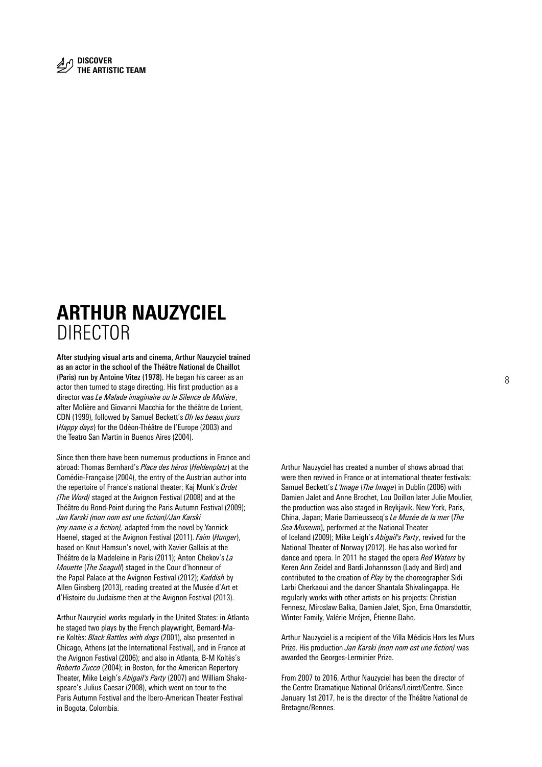**DISCOVER THE ARTISTIC TEAM**

# ARTHUR NAUZYCIEL
## DIRECTOR

**After studying visual arts and cinema, Arthur Nauzyciel trained as an actor in the school of the Théâtre National de Chaillot (Paris) run by Antoine Vitez (1978).** He began his career as an actor then turned to stage directing. His first production as a director was *Le Malade imaginaire ou le Silence de Molière*, after Molière and Giovanni Macchia for the théâtre de Lorient, CDN (1999), followed by Samuel Beckett's *Oh les beaux jours* (*Happy days*) for the Odéon-Théâtre de l'Europe (2003) and the Teatro San Martin in Buenos Aires (2004).

Since then there have been numerous productions in France and abroad: Thomas Bernhard's *Place des héros* (*Heldenplatz*) at the Comédie-Française (2004), the entry of the Austrian author into the repertoire of France's national theater; Kaj Munk's *Ordet (The Word)* staged at the Avignon Festival (2008) and at the Théâtre du Rond-Point during the Paris Autumn Festival (2009); *Jan Karski (mon nom est une fiction)/Jan Karski (my name is a fiction),* adapted from the novel by Yannick Haenel, staged at the Avignon Festival (2011). *Faim* (*Hunger*), based on Knut Hamsun's novel, with Xavier Gallais at the Théâtre de la Madeleine in Paris (2011); Anton Chekov's *La Mouette* (*The Seagull*) staged in the Cour d'honneur of the Papal Palace at the Avignon Festival (2012); *Kaddish* by Allen Ginsberg (2013), reading created at the Musée d'Art et d'Histoire du Judaïsme then at the Avignon Festival (2013).

Arthur Nauzyciel works regularly in the United States: in Atlanta he staged two plays by the French playwright, Bernard-Marie Koltès: *Black Battles with dogs* (2001), also presented in Chicago, Athens (at the International Festival), and in France at the Avignon Festival (2006); and also in Atlanta, B-M Koltès's *Roberto Zucco* (2004); in Boston, for the American Repertory Theater, Mike Leigh's *Abigail's Party* (2007) and William Shakespeare's Julius Caesar (2008), which went on tour to the Paris Autumn Festival and the Ibero-American Theater Festival in Bogota, Colombia.

Arthur Nauzyciel has created a number of shows abroad that were then revived in France or at international theater festivals: Samuel Beckett's *L'Image* (*The Image*) in Dublin (2006) with Damien Jalet and Anne Brochet, Lou Doillon later Julie Moulier, the production was also staged in Reykjavik, New York, Paris, China, Japan; Marie Darrieussecq's *Le Musée de la mer* (*The Sea Museum*), performed at the National Theater of Iceland (2009); Mike Leigh's *Abigail's Party*, revived for the National Theater of Norway (2012). He has also worked for dance and opera. In 2011 he staged the opera *Red Waters* by Keren Ann Zeidel and Bardi Johannsson (Lady and Bird) and contributed to the creation of *Play* by the choreographer Sidi Larbi Cherkaoui and the dancer Shantala Shivalingappa. He regularly works with other artists on his projects: Christian Fennesz, Miroslaw Balka, Damien Jalet, Sjon, Erna Omarsdottir, Winter Family, Valérie Mréjen, Étienne Daho.

Arthur Nauzyciel is a recipient of the Villa Médicis Hors les Murs Prize. His production *Jan Karski (mon nom est une fiction)* was awarded the Georges-Lerminier Prize.

From 2007 to 2016, Arthur Nauzyciel has been the director of the Centre Dramatique National Orléans/Loiret/Centre. Since January 1st 2017, he is the director of the Théâtre National de Bretagne/Rennes.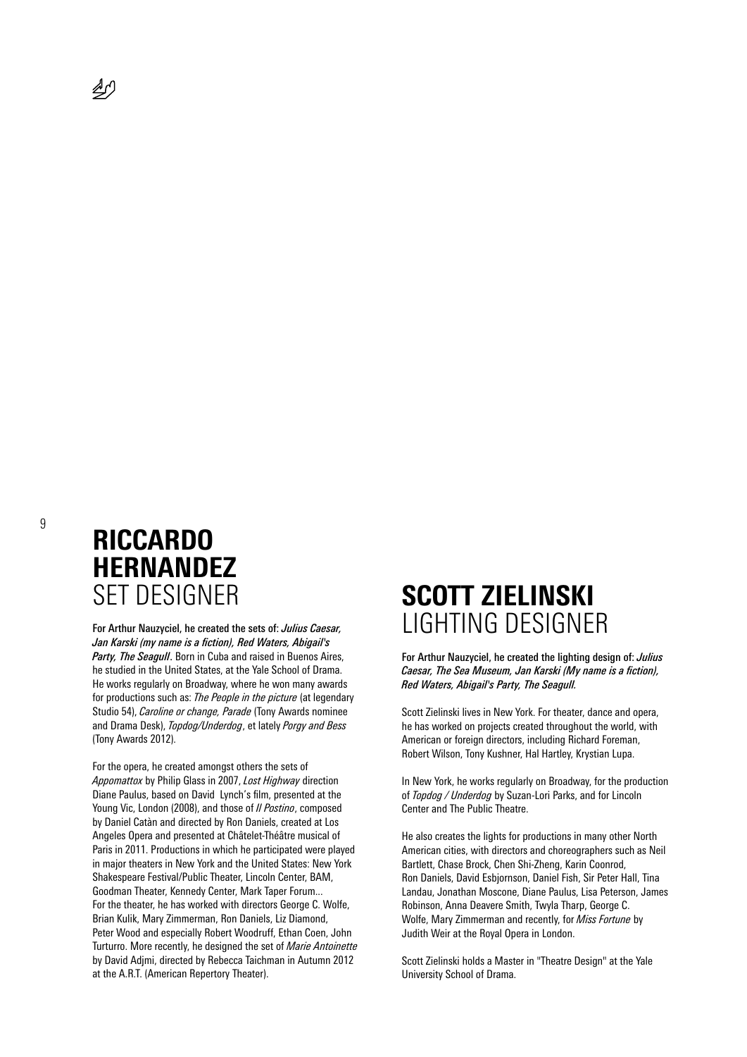## **RICCARDO HERNANDEZ**
## SET DESIGNER

For Arthur Nauzyciel, he created the sets of: *Julius Caesar, Jan Karski (my name is a fiction), Red Waters, Abigail's Party, The Seagull*. Born in Cuba and raised in Buenos Aires, he studied in the United States, at the Yale School of Drama. He works regularly on Broadway, where he won many awards for productions such as: *The People in the picture* (at legendary Studio 54), *Caroline or change, Parade* (Tony Awards nominee and Drama Desk), *Topdog/Underdog*, et lately *Porgy and Bess* (Tony Awards 2012).

For the opera, he created amongst others the sets of *Appomattox* by Philip Glass in 2007, *Lost Highway* direction Diane Paulus, based on David Lynch's film, presented at the Young Vic, London (2008), and those of *Il Postino*, composed by Daniel Catàn and directed by Ron Daniels, created at Los Angeles Opera and presented at Châtelet-Théâtre musical of Paris in 2011. Productions in which he participated were played in major theaters in New York and the United States: New York Shakespeare Festival/Public Theater, Lincoln Center, BAM, Goodman Theater, Kennedy Center, Mark Taper Forum...
For the theater, he has worked with directors George C. Wolfe, Brian Kulik, Mary Zimmerman, Ron Daniels, Liz Diamond, Peter Wood and especially Robert Woodruff, Ethan Coen, John Turturro. More recently, he designed the set of *Marie Antoinette* by David Adjmi, directed by Rebecca Taichman in Autumn 2012 at the A.R.T. (American Repertory Theater).

## **SCOTT ZIELINSKI**
## LIGHTING DESIGNER

For Arthur Nauzyciel, he created the lighting design of: *Julius Caesar, The Sea Museum, Jan Karski (My name is a fiction), Red Waters, Abigail's Party, The Seagull.*

Scott Zielinski lives in New York. For theater, dance and opera, he has worked on projects created throughout the world, with American or foreign directors, including Richard Foreman, Robert Wilson, Tony Kushner, Hal Hartley, Krystian Lupa.

In New York, he works regularly on Broadway, for the production of *Topdog / Underdog* by Suzan-Lori Parks, and for Lincoln Center and The Public Theatre.

He also creates the lights for productions in many other North American cities, with directors and choreographers such as Neil Bartlett, Chase Brock, Chen Shi-Zheng, Karin Coonrod, Ron Daniels, David Esbjornson, Daniel Fish, Sir Peter Hall, Tina Landau, Jonathan Moscone, Diane Paulus, Lisa Peterson, James Robinson, Anna Deavere Smith, Twyla Tharp, George C. Wolfe, Mary Zimmerman and recently, for *Miss Fortune* by Judith Weir at the Royal Opera in London.

Scott Zielinski holds a Master in "Theatre Design" at the Yale University School of Drama.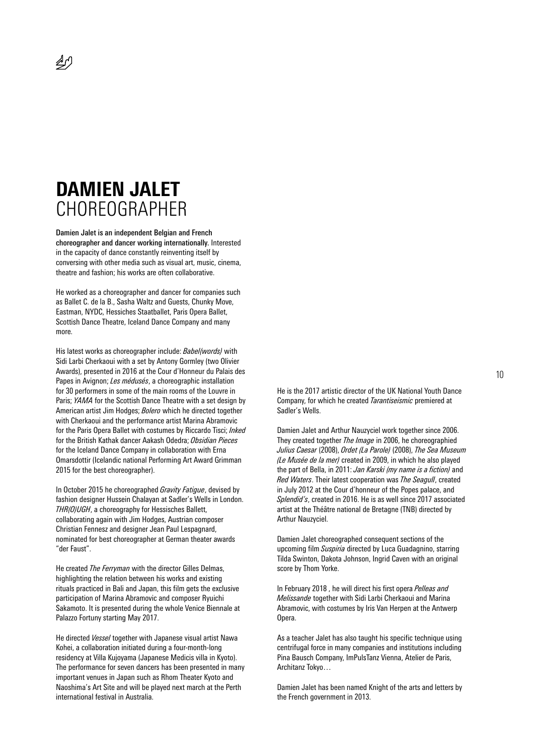# **DAMIEN JALET** CHOREOGRAPHER

**Damien Jalet is an independent Belgian and French choreographer and dancer working internationally.** Interested in the capacity of dance constantly reinventing itself by conversing with other media such as visual art, music, cinema, theatre and fashion; his works are often collaborative.

He worked as a choreographer and dancer for companies such as Ballet C. de la B., Sasha Waltz and Guests, Chunky Move, Eastman, NYDC, Hessiches Staatballet, Paris Opera Ballet, Scottish Dance Theatre, Iceland Dance Company and many more.

His latest works as choreographer include: *Babel(words)* with Sidi Larbi Cherkaoui with a set by Antony Gormley (two Olivier Awards), presented in 2016 at the Cour d'Honneur du Palais des Papes in Avignon; *Les médusés*, a choreographic installation for 30 performers in some of the main rooms of the Louvre in Paris; *YAMA* for the Scottish Dance Theatre with a set design by American artist Jim Hodges; *Bolero* which he directed together with Cherkaoui and the performance artist Marina Abramovic for the Paris Opera Ballet with costumes by Riccardo Tisci; *Inked* for the British Kathak dancer Aakash Odedra; *Obsidian Pieces* for the Iceland Dance Company in collaboration with Erna Omarsdottir (Icelandic national Performing Art Award Grimman 2015 for the best choreographer).

In October 2015 he choreographed *Gravity Fatigue*, devised by fashion designer Hussein Chalayan at Sadler's Wells in London. *THR(O)UGH*, a choreography for Hessisches Ballett, collaborating again with Jim Hodges, Austrian composer Christian Fennesz and designer Jean Paul Lespagnard, nominated for best choreographer at German theater awards "der Faust".

He created *The Ferryman* with the director Gilles Delmas, highlighting the relation between his works and existing rituals practiced in Bali and Japan, this film gets the exclusive participation of Marina Abramovic and composer Ryuichi Sakamoto. It is presented during the whole Venice Biennale at Palazzo Fortuny starting May 2017.

He directed *Vessel* together with Japanese visual artist Nawa Kohei, a collaboration initiated during a four-month-long residency at Villa Kujoyama (Japanese Medicis villa in Kyoto). The performance for seven dancers has been presented in many important venues in Japan such as Rhom Theater Kyoto and Naoshima's Art Site and will be played next march at the Perth international festival in Australia.

He is the 2017 artistic director of the UK National Youth Dance Company, for which he created *Tarantiseismic* premiered at Sadler's Wells.

Damien Jalet and Arthur Nauzyciel work together since 2006. They created together *The Image* in 2006, he choreographied *Julius Caesar* (2008), *Ordet (La Parole)* (2008), *The Sea Museum (Le Musée de la mer)* created in 2009, in which he also played the part of Bella, in 2011: *Jan Karski (my name is a fiction)* and *Red Waters*. Their latest cooperation was *The Seagull*, created in July 2012 at the Cour d'honneur of the Popes palace, and *Splendid's*, created in 2016. He is as well since 2017 associated artist at the Théâtre national de Bretagne (TNB) directed by Arthur Nauzyciel.

Damien Jalet choreographed consequent sections of the upcoming film *Suspiria* directed by Luca Guadagnino, starring Tilda Swinton, Dakota Johnson, Ingrid Caven with an original score by Thom Yorke.

In February 2018 , he will direct his first opera *Pelleas and Melissande* together with Sidi Larbi Cherkaoui and Marina Abramovic, with costumes by Iris Van Herpen at the Antwerp Opera.

As a teacher Jalet has also taught his specific technique using centrifugal force in many companies and institutions including Pina Bausch Company, ImPulsTanz Vienna, Atelier de Paris, Architanz Tokyo…

Damien Jalet has been named Knight of the arts and letters by the French government in 2013.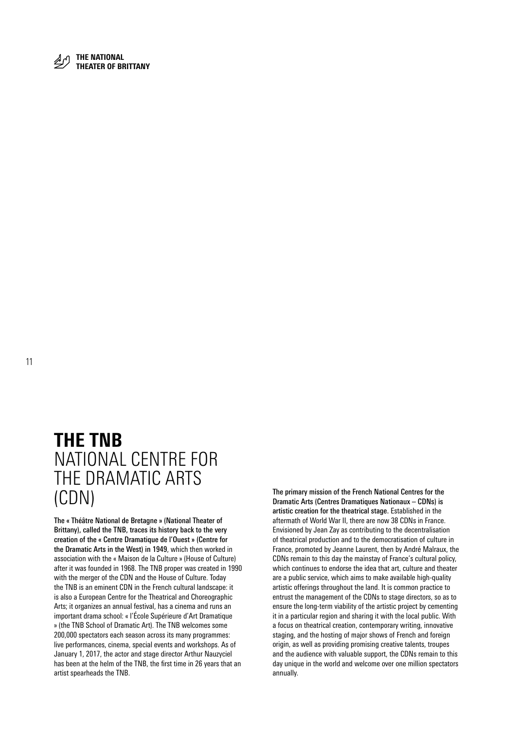# **THE TNB** NATIONAL CENTRE FOR THE DRAMATIC ARTS (CDN)

**The « Théâtre National de Bretagne » (National Theater of Brittany), called the TNB, traces its history back to the very creation of the « Centre Dramatique de l'Ouest » (Centre for the Dramatic Arts in the West) in 1949**, which then worked in association with the « Maison de la Culture » (House of Culture) after it was founded in 1968. The TNB proper was created in 1990 with the merger of the CDN and the House of Culture. Today the TNB is an eminent CDN in the French cultural landscape: it is also a European Centre for the Theatrical and Choreographic Arts; it organizes an annual festival, has a cinema and runs an important drama school: « l'École Supérieure d'Art Dramatique » (the TNB School of Dramatic Art). The TNB welcomes some 200,000 spectators each season across its many programmes: live performances, cinema, special events and workshops. As of January 1, 2017, the actor and stage director Arthur Nauzyciel has been at the helm of the TNB, the first time in 26 years that an artist spearheads the TNB.

**The primary mission of the French National Centres for the Dramatic Arts (Centres Dramatiques Nationaux – CDNs) is artistic creation for the theatrical stage.** Established in the aftermath of World War II, there are now 38 CDNs in France. Envisioned by Jean Zay as contributing to the decentralisation of theatrical production and to the democratisation of culture in France, promoted by Jeanne Laurent, then by André Malraux, the CDNs remain to this day the mainstay of France's cultural policy, which continues to endorse the idea that art, culture and theater are a public service, which aims to make available high-quality artistic offerings throughout the land. It is common practice to entrust the management of the CDNs to stage directors, so as to ensure the long-term viability of the artistic project by cementing it in a particular region and sharing it with the local public. With a focus on theatrical creation, contemporary writing, innovative staging, and the hosting of major shows of French and foreign origin, as well as providing promising creative talents, troupes and the audience with valuable support, the CDNs remain to this day unique in the world and welcome over one million spectators annually.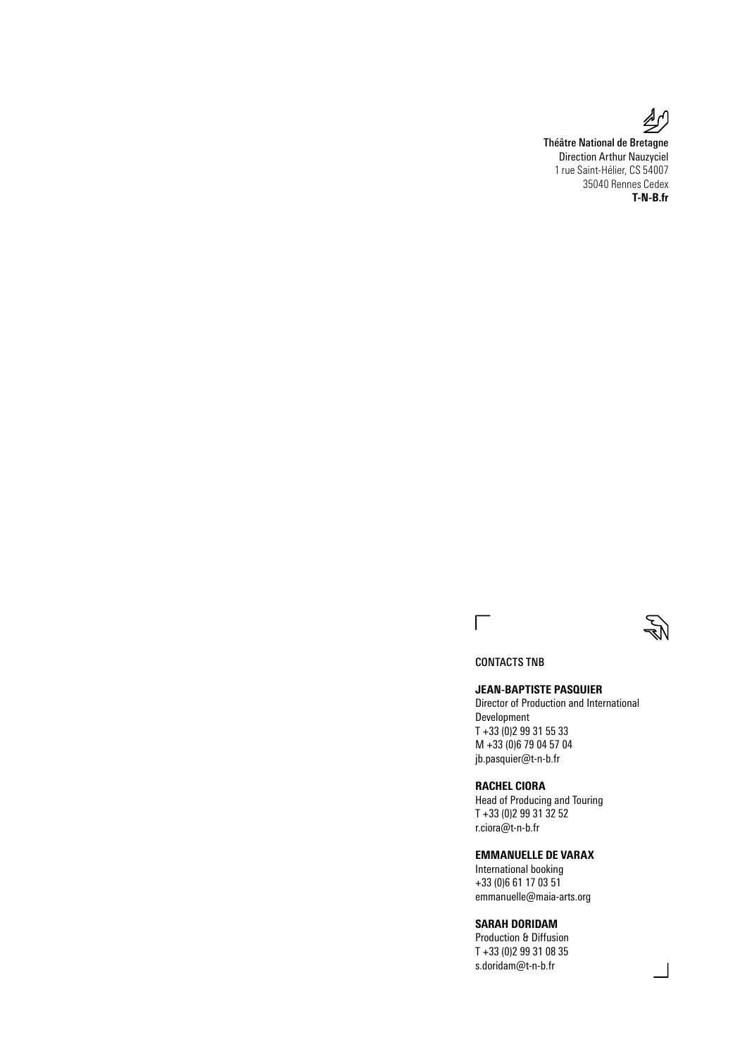**Théâtre National de Bretagne**
Direction Arthur Nauzyciel
1 rue Saint-Hélier, CS 54007
35040 Rennes Cedex
**T-N-B.fr**

CONTACTS TNB

**JEAN-BAPTISTE PASQUIER**
Director of Production and International Development
T +33 (0)2 99 31 55 33
M +33 (0)6 79 04 57 04
jb.pasquier@t-n-b.fr

**RACHEL CIORA**
Head of Producing and Touring
T +33 (0)2 99 31 32 52
r.ciora@t-n-b.fr

**EMMANUELLE DE VARAX**
International booking
+33 (0)6 61 17 03 51
emmanuelle@maia-arts.org

**SARAH DORIDAM**
Production & Diffusion
T +33 (0)2 99 31 08 35
s.doridam@t-n-b.fr